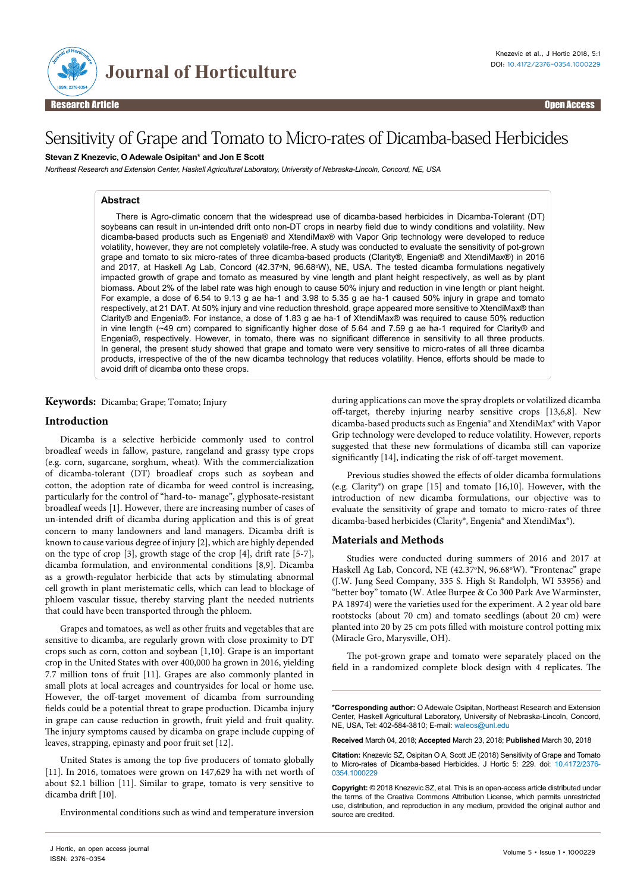Research Article

Open Access

# Sensitivity of Grape and Tomato to Micro-rates of Dicamba-based Herbicides

**Stevan Z Knezevic, O Adewale Osipitan\* and Jon E Scott**

*Northeast Research and Extension Center, Haskell Agricultural Laboratory, University of Nebraska-Lincoln, Concord, NE, USA*

## Abstract

There is Agro-climatic concern that the widespread use of dicamba-based herbicides in Dicamba-Tolerant (DT) soybeans can result in un-intended drift onto non-DT crops in nearby field due to windy conditions and volatility. New dicamba-based products such as Engenia® and XtendiMax® with Vapor Grip technology were developed to reduce volatility, however, they are not completely volatile-free. A study was conducted to evaluate the sensitivity of pot-grown grape and tomato to six micro-rates of three dicamba-based products (Clarity®, Engenia® and XtendiMax®) in 2016 and 2017, at Haskell Ag Lab, Concord (42.37°N, 96.68°W), NE, USA. The tested dicamba formulations negatively impacted growth of grape and tomato as measured by vine length and plant height respectively, as well as by plant biomass. About 2% of the label rate was high enough to cause 50% injury and reduction in vine length or plant height. For example, a dose of 6.54 to 9.13 g ae ha-1 and 3.98 to 5.35 g ae ha-1 caused 50% injury in grape and tomato respectively, at 21 DAT. At 50% injury and vine reduction threshold, grape appeared more sensitive to XtendiMax® than Clarity® and Engenia®. For instance, a dose of 1.83 g ae ha-1 of XtendiMax® was required to cause 50% reduction in vine length (~49 cm) compared to significantly higher dose of 5.64 and 7.59 g ae ha-1 required for Clarity® and Engenia®, respectively. However, in tomato, there was no significant difference in sensitivity to all three products. In general, the present study showed that grape and tomato were very sensitive to micro-rates of all three dicamba products, irrespective of the of the new dicamba technology that reduces volatility. Hence, efforts should be made to avoid drift of dicamba onto these crops.

**Keywords:** Dicamba; Grape; Tomato; Injury

## Introduction

Dicamba is a selective herbicide commonly used to control broadleaf weeds in fallow, pasture, rangeland and grassy type crops (e.g. corn, sugarcane, sorghum, wheat). With the commercialization of dicamba-tolerant (DT) broadleaf crops such as soybean and cotton, the adoption rate of dicamba for weed control is increasing, particularly for the control of "hard-to- manage", glyphosate-resistant broadleaf weeds [1]. However, there are increasing number of cases of un-intended drift of dicamba during application and this is of great concern to many landowners and land managers. Dicamba drift is known to cause various degree of injury [2], which are highly depended on the type of crop [3], growth stage of the crop [4], drift rate [5-7], dicamba formulation, and environmental conditions [8,9]. Dicamba as a growth-regulator herbicide that acts by stimulating abnormal cell growth in plant meristematic cells, which can lead to blockage of phloem vascular tissue, thereby starving plant the needed nutrients that could have been transported through the phloem.

Grapes and tomatoes, as well as other fruits and vegetables that are sensitive to dicamba, are regularly grown with close proximity to DT crops such as corn, cotton and soybean [1,10]. Grape is an important crop in the United States with over 400,000 ha grown in 2016, yielding 7.7 million tons of fruit [11]. Grapes are also commonly planted in small plots at local acreages and countrysides for local or home use. However, the off-target movement of dicamba from surrounding fields could be a potential threat to grape production. Dicamba injury in grape can cause reduction in growth, fruit yield and fruit quality. The injury symptoms caused by dicamba on grape include cupping of leaves, strapping, epinasty and poor fruit set [12].

United States is among the top five producers of tomato globally [11]. In 2016, tomatoes were grown on 147,629 ha with net worth of about $2.1 billion [11]. Similar to grape, tomato is very sensitive to dicamba drift [10].

Environmental conditions such as wind and temperature inversion during applications can move the spray droplets or volatilized dicamba off-target, thereby injuring nearby sensitive crops [13,6,8]. New dicamba-based products such as Engenia® and XtendiMax® with Vapor Grip technology were developed to reduce volatility. However, reports suggested that these new formulations of dicamba still can vaporize significantly [14], indicating the risk of off-target movement.

Previous studies showed the effects of older dicamba formulations (e.g. Clarity®) on grape [15] and tomato [16,10]. However, with the introduction of new dicamba formulations, our objective was to evaluate the sensitivity of grape and tomato to micro-rates of three dicamba-based herbicides (Clarity®, Engenia® and XtendiMax®).

## Materials and Methods

Studies were conducted during summers of 2016 and 2017 at Haskell Ag Lab, Concord, NE (42.37°N, 96.68°W). "Frontenac" grape (J.W. Jung Seed Company, 335 S. High St Randolph, WI 53956) and "better boy" tomato (W. Atlee Burpee & Co 300 Park Ave Warminster, PA 18974) were the varieties used for the experiment. A 2 year old bare rootstocks (about 70 cm) and tomato seedlings (about 20 cm) were planted into 20 by 25 cm pots filled with moisture control potting mix (Miracle Gro, Marysville, OH).

The pot-grown grape and tomato were separately placed on the field in a randomized complete block design with 4 replicates. The

---

**\*Corresponding author:** O Adewale Osipitan, Northeast Research and Extension Center, Haskell Agricultural Laboratory, University of Nebraska-Lincoln, Concord, NE, USA, Tel: 402-584-3810; E-mail: waleos@unl.edu

**Received** March 04, 2018; **Accepted** March 23, 2018; **Published** March 30, 2018

**Citation:** Knezevic SZ, Osipitan O A, Scott JE (2018) Sensitivity of Grape and Tomato to Micro-rates of Dicamba-based Herbicides. J Hortic 5: 229. doi: 10.4172/2376-0354.1000229

**Copyright:** © 2018 Knezevic SZ, et al. This is an open-access article distributed under the terms of the Creative Commons Attribution License, which permits unrestricted use, distribution, and reproduction in any medium, provided the original author and source are credited.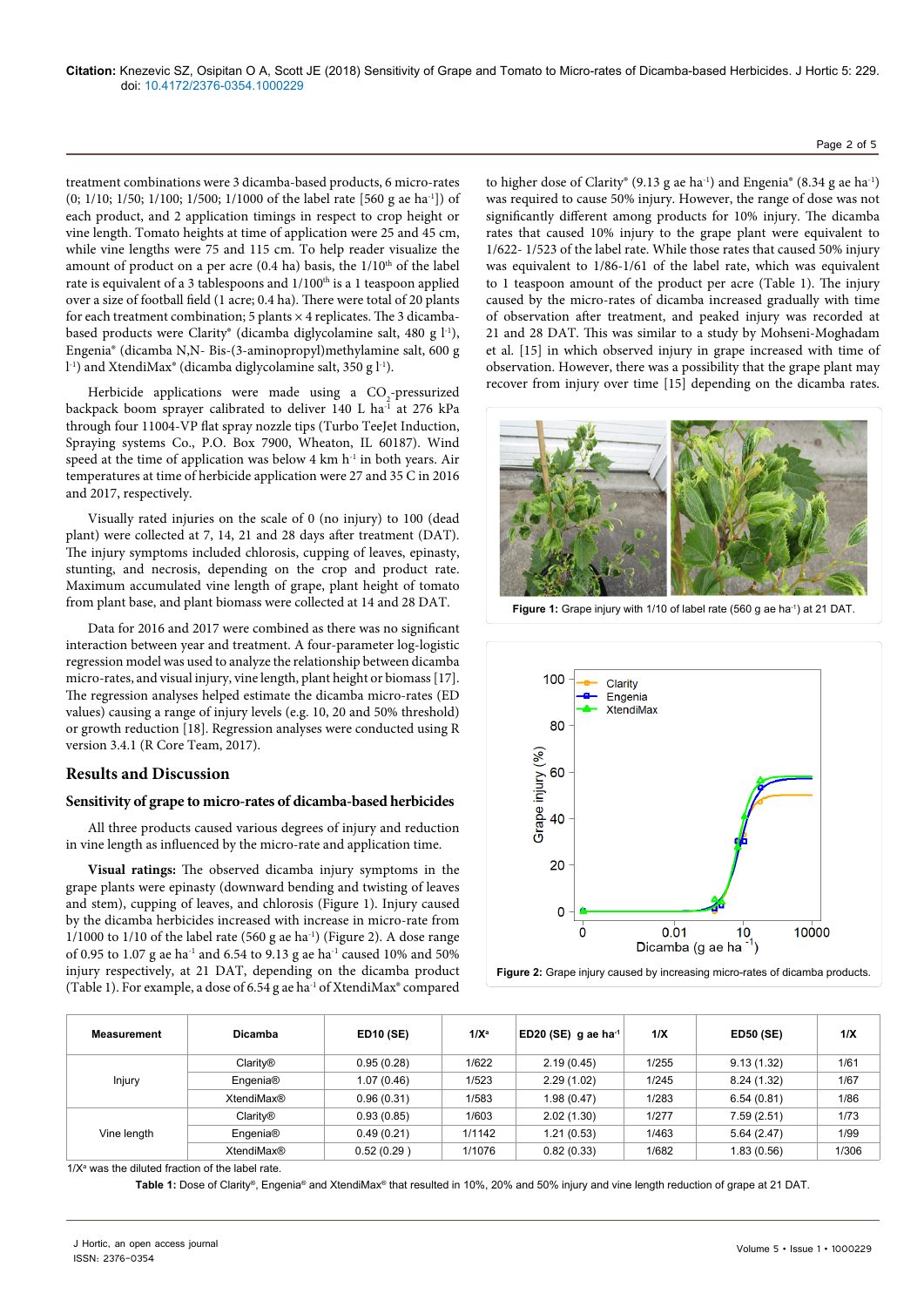treatment combinations were 3 dicamba-based products, 6 micro-rates (0; 1/10; 1/50; 1/100; 1/500; 1/1000 of the label rate [560 g ae ha$^{-1}$]) of each product, and 2 application timings in respect to crop height or vine length. Tomato heights at time of application were 25 and 45 cm, while vine lengths were 75 and 115 cm. To help reader visualize the amount of product on a per acre (0.4 ha) basis, the 1/10$^{th}$ of the label rate is a equivalent of a 3 tablespoons and 1/100$^{th}$ is a 1 teaspoon applied over a size of football field (1 acre; 0.4 ha). There were total of 20 plants for each treatment combination; 5 plants × 4 replicates. The 3 dicamba-based products were Clarity® (dicamba diglycolamine salt, 480 g l$^{-1}$), Engenia® (dicamba N,N- Bis-(3-aminopropyl)methylamine salt, 600 g l$^{-1}$) and XtendiMax® (dicamba diglycolamine salt, 350 g l$^{-1}$).

Herbicide applications were made using a $CO_2$-pressurized backpack boom sprayer calibrated to deliver 140 L ha$^{-1}$ at 276 kPa through four 11004-VP flat spray nozzle tips (Turbo TeeJet Induction, Spraying systems Co., P.O. Box 7900, Wheaton, IL 60187). Wind speed at the time of application was below 4 km h$^{-1}$ in both years. Air temperatures at time of herbicide application were 27 and 35 C in 2016 and 2017, respectively.

Visually rated injuries on the scale of 0 (no injury) to 100 (dead plant) were collected at 7, 14, 21 and 28 days after treatment (DAT). The injury symptoms included chlorosis, cupping of leaves, epinasty, stunting, and necrosis, depending on the crop and product rate. Maximum accumulated vine length of grape, plant height of tomato from plant base, and plant biomass were collected at 14 and 28 DAT.

Data for 2016 and 2017 were combined as there was no significant interaction between year and treatment. A four-parameter log-logistic regression model was used to analyze the relationship between dicamba micro-rates, and visual injury, vine length, plant height or biomass [17]. The regression analyses helped estimate the dicamba micro-rates (ED values) causing a range of injury levels (e.g. 10, 20 and 50% threshold) or growth reduction [18]. Regression analyses were conducted using R version 3.4.1 (R Core Team, 2017).

## Results and Discussion

### Sensitivity of grape to micro-rates of dicamba-based herbicides

All three products caused various degrees of injury and reduction in vine length as influenced by the micro-rate and application time.

**Visual ratings:** The observed dicamba injury symptoms in the grape plants were epinasty (downward bending and twisting of leaves and stem), cupping of leaves, and chlorosis (Figure 1). Injury caused by the dicamba herbicides increased with increase in micro-rate from 1/1000 to 1/10 of the label rate (560 g ae ha$^{-1}$) (Figure 2). A dose range of 0.95 to 1.07 g ae ha$^{-1}$ and 6.54 to 9.13 g ae ha$^{-1}$ caused 10% and 50% injury respectively, at 21 DAT, depending on the dicamba product (Table 1). For example, a dose of 6.54 g ae ha$^{-1}$ of XtendiMax® compared to higher dose of Clarity® (9.13 g ae ha$^{-1}$) and Engenia® (8.34 g ae ha$^{-1}$) was required to cause 50% injury. However, the range of dose was not significantly different among products for 10% injury. The dicamba rates that caused 10% injury to the grape plant were equivalent to 1/622- 1/523 of the label rate. While those rates that caused 50% injury was equivalent to 1/86-1/61 of the label rate, which was equivalent to 1 teaspoon amount of the product per acre (Table 1). The injury caused by the micro-rates of dicamba increased gradually with time of observation after treatment, and peaked injury was recorded at 21 and 28 DAT. This was similar to a study by Mohseni-Moghadam et al. [15] in which observed injury in grape increased with time of observation. However, there was a possibility that the grape plant may recover from injury over time [15] depending on the dicamba rates.

Figure 1: Grape injury with 1/10 of label rate (560 g ae ha$^{-1}$) at 21 DAT.

Figure 2: Grape injury caused by increasing micro-rates of dicamba products.

| Measurement | Dicamba | ED10 (SE) | 1/X[a] | ED20 (SE) g ae ha$^{-1}$ | 1/X | ED50 (SE) | 1/X |
|---|---|---|---|---|---|---|---|
| Injury | Clarity® | 0.95 (0.28) | 1/622 | 2.19 (0.45) | 1/255 | 9.13 (1.32) | 1/61 |
| | Engenia® | 1.07 (0.46) | 1/523 | 2.29 (1.02) | 1/245 | 8.24 (1.32) | 1/67 |
| | XtendiMax® | 0.96 (0.31) | 1/583 | 1.98 (0.47) | 1/283 | 6.54 (0.81) | 1/86 |
| Vine length | Clarity® | 0.93 (0.85) | 1/603 | 2.02 (1.30) | 1/277 | 7.59 (2.51) | 1/73 |
| | Engenia® | 0.49 (0.21) | 1/1142 | 1.21 (0.53) | 1/463 | 5.64 (2.47) | 1/99 |
| | XtendiMax® | 0.52 (0.29 ) | 1/1076 | 0.82 (0.33) | 1/682 | 1.83 (0.56) | 1/306 |

1/X[a] was the diluted fraction of the label rate.

**Table 1:** Dose of Clarity®, Engenia® and XtendiMax® that resulted in 10%, 20% and 50% injury and vine length reduction of grape at 21 DAT.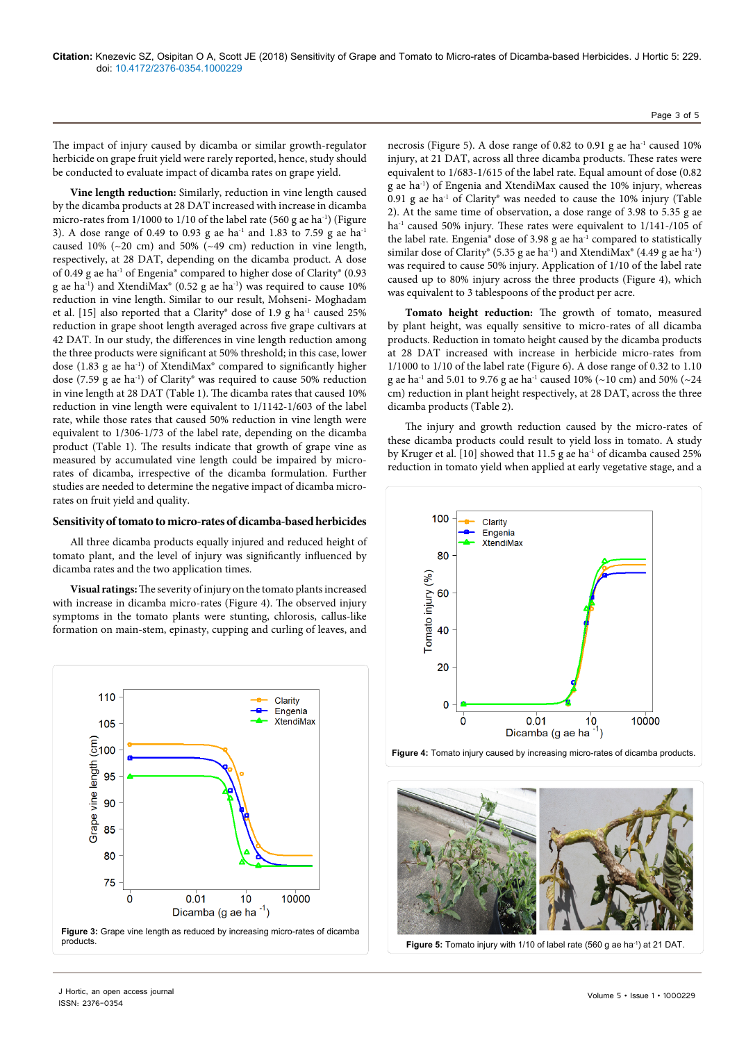The impact of injury caused by dicamba or similar growth-regulator herbicide on grape fruit yield were rarely reported, hence, study should be conducted to evaluate impact of dicamba rates on grape yield.

**Vine length reduction:** Similarly, reduction in vine length caused by the dicamba products at 28 DAT increased with increase in dicamba micro-rates from 1/1000 to 1/10 of the label rate (560 g ae ha$^{-1}$) (Figure 3). A dose range of 0.49 to 0.93 g ae ha$^{-1}$ and 1.83 to 7.59 g ae ha$^{-1}$ caused 10% (~20 cm) and 50% (~49 cm) reduction in vine length, respectively, at 28 DAT, depending on the dicamba product. A dose of 0.49 g ae ha$^{-1}$ of Engenia® compared to higher dose of Clarity® (0.93 g ae ha$^{-1}$) and XtendiMax® (0.52 g ae ha$^{-1}$) was required to cause 10% reduction in vine length. Similar to our result, Mohseni- Moghadam et al. [15] also reported that a Clarity® dose of 1.9 g ha$^{-1}$ caused 25% reduction in grape shoot length averaged across five grape cultivars at 42 DAT. In our study, the differences in vine length reduction among the three products were significant at 50% threshold; in this case, lower dose (1.83 g ae ha$^{-1}$) of XtendiMax® compared to significantly higher dose (7.59 g ae ha$^{-1}$) of Clarity® was required to cause 50% reduction in vine length at 28 DAT (Table 1). The dicamba rates that caused 10% reduction in vine length were equivalent to 1/1142-1/603 of the label rate, while those rates that caused 50% reduction in vine length were equivalent to 1/306-1/73 of the label rate, depending on the dicamba product (Table 1). The results indicate that growth of grape vine as measured by accumulated vine length could be impaired by micro-rates of dicamba, irrespective of the dicamba formulation. Further studies are needed to determine the negative impact of dicamba micro-rates on fruit yield and quality.

## Sensitivity of tomato to micro-rates of dicamba-based herbicides

All three dicamba products equally injured and reduced height of tomato plant, and the level of injury was significantly influenced by dicamba rates and the two application times.

**Visual ratings:** The severity of injury on the tomato plants increased with increase in dicamba micro-rates (Figure 4). The observed injury symptoms in the tomato plants were stunting, chlorosis, callus-like formation on main-stem, epinasty, cupping and curling of leaves, and necrosis (Figure 5). A dose range of 0.82 to 0.91 g ae ha$^{-1}$ caused 10% injury, at 21 DAT, across all three dicamba products. These rates were equivalent to 1/683-1/615 of the label rate. Equal amount of dose (0.82 g ae ha$^{-1}$) of Engenia and XtendiMax caused the 10% injury, whereas 0.91 g ae ha$^{-1}$ of Clarity® was needed to cause the 10% injury (Table 2). At the same time of observation, a dose range of 3.98 to 5.35 g ae ha$^{-1}$ caused 50% injury. These rates were equivalent to 1/141-/105 of the label rate. Engenia® dose of 3.98 g ae ha$^{-1}$ compared to statistically similar dose of Clarity® (5.35 g ae ha$^{-1}$) and XtendiMax® (4.49 g ae ha$^{-1}$) was required to cause 50% injury. Application of 1/10 of the label rate caused up to 80% injury across the three products (Figure 4), which was equivalent to 3 tablespoons of the product per acre.

**Tomato height reduction:** The growth of tomato, measured by plant height, was equally sensitive to micro-rates of all dicamba products. Reduction in tomato height caused by the dicamba products at 28 DAT increased with increase in herbicide micro-rates from 1/1000 to 1/10 of the label rate (Figure 6). A dose range of 0.32 to 1.10 g ae ha$^{-1}$ and 5.01 to 9.76 g ae ha$^{-1}$ caused 10% (~10 cm) and 50% (~24 cm) reduction in plant height respectively, at 28 DAT, across the three dicamba products (Table 2).

The injury and growth reduction caused by the micro-rates of these dicamba products could result to yield loss in tomato. A study by Kruger et al. [10] showed that 11.5 g ae ha$^{-1}$ of dicamba caused 25% reduction in tomato yield when applied at early vegetative stage, and a

**Figure 3:** Grape vine length as reduced by increasing micro-rates of dicamba products.

**Figure 4:** Tomato injury caused by increasing micro-rates of dicamba products.

**Figure 5:** Tomato injury with 1/10 of label rate (560 g ae ha$^{-1}$) at 21 DAT.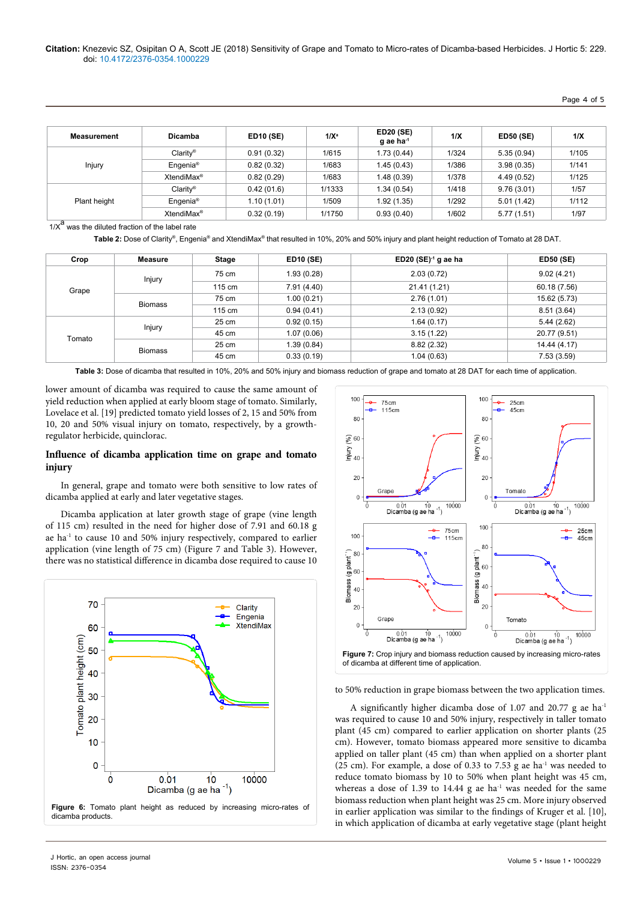| Measurement | Dicamba | ED10 (SE) | 1/X[a] | ED20 (SE) g ae ha$^{-1}$ | 1/X | ED50 (SE) | 1/X |
|---|---|---|---|---|---|---|---|
| Injury | Clarity® | 0.91 (0.32) | 1/615 | 1.73 (0.44) | 1/324 | 5.35 (0.94) | 1/105 |
| | Engenia® | 0.82 (0.32) | 1/683 | 1.45 (0.43) | 1/386 | 3.98 (0.35) | 1/141 |
| | XtendiMax® | 0.82 (0.29) | 1/683 | 1.48 (0.39) | 1/378 | 4.49 (0.52) | 1/125 |
| Plant height | Clarity® | 0.42 (01.6) | 1/1333 | 1.34 (0.54) | 1/418 | 9.76 (3.01) | 1/57 |
| | Engenia® | 1.10 (1.01) | 1/509 | 1.92 (1.35) | 1/292 | 5.01 (1.42) | 1/112 |
| | XtendiMax® | 0.32 (0.19) | 1/1750 | 0.93 (0.40) | 1/602 | 5.77 (1.51) | 1/97 |

1/X[a] was the diluted fraction of the label rate

**Table 2:** Dose of Clarity®, Engenia® and XtendiMax® that resulted in 10%, 20% and 50% injury and plant height reduction of Tomato at 28 DAT.

| Crop | Measure | Stage | ED10 (SE) | ED20 (SE)$^{-1}$ g ae ha | ED50 (SE) |
|---|---|---|---|---|---|
| Grape | Injury | 75 cm | 1.93 (0.28) | 2.03 (0.72) | 9.02 (4.21) |
| | | 115 cm | 7.91 (4.40) | 21.41 (1.21) | 60.18 (7.56) |
| | Biomass | 75 cm | 1.00 (0.21) | 2.76 (1.01) | 15.62 (5.73) |
| | | 115 cm | 0.94 (0.41) | 2.13 (0.92) | 8.51 (3.64) |
| Tomato | Injury | 25 cm | 0.92 (0.15) | 1.64 (0.17) | 5.44 (2.62) |
| | | 45 cm | 1.07 (0.06) | 3.15 (1.22) | 20.77 (9.51) |
| | Biomass | 25 cm | 1.39 (0.84) | 8.82 (2.32) | 14.44 (4.17) |
| | | 45 cm | 0.33 (0.19) | 1.04 (0.63) | 7.53 (3.59) |

**Table 3:** Dose of dicamba that resulted in 10%, 20% and 50% injury and biomass reduction of grape and tomato at 28 DAT for each time of application.

lower amount of dicamba was required to cause the same amount of yield reduction when applied at early bloom stage of tomato. Similarly, Lovelace et al. [19] predicted tomato yield losses of 2, 15 and 50% from 10, 20 and 50% visual injury on tomato, respectively, by a growth-regulator herbicide, quinclorac.

### Influence of dicamba application time on grape and tomato injury

In general, grape and tomato were both sensitive to low rates of dicamba applied at early and later vegetative stages.

Dicamba application at later growth stage of grape (vine length of 115 cm) resulted in the need for higher dose of 7.91 and 60.18 g ae ha$^{-1}$ to cause 10 and 50% injury respectively, compared to earlier application (vine length of 75 cm) (Figure 7 and Table 3). However, there was no statistical difference in dicamba dose required to cause 10 to 50% reduction in grape biomass between the two application times.

**Figure 6:** Tomato plant height as reduced by increasing micro-rates of dicamba products.

**Figure 7:** Crop injury and biomass reduction caused by increasing micro-rates of dicamba at different time of application.

A significantly higher dicamba dose of 1.07 and 20.77 g ae ha$^{-1}$ was required to cause 10 and 50% injury, respectively in taller tomato plant (45 cm) compared to earlier application on shorter plants (25 cm). However, tomato biomass appeared more sensitive to dicamba applied on taller plant (45 cm) than when applied on a shorter plant (25 cm). For example, a dose of 0.33 to 7.53 g ae ha$^{-1}$ was needed to reduce tomato biomass by 10 to 50% when plant height was 45 cm, whereas a dose of 1.39 to 14.44 g ae ha$^{-1}$ was needed for the same biomass reduction when plant height was 25 cm. More injury observed in earlier application was similar to the findings of Kruger et al. [10], in which application of dicamba at early vegetative stage (plant height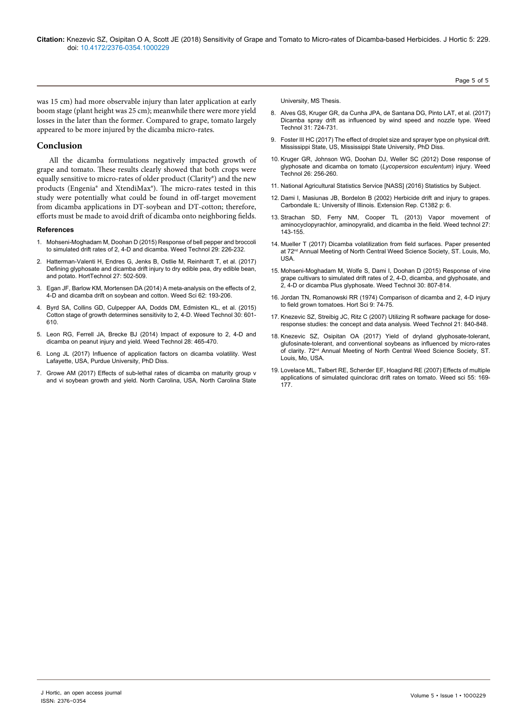was 15 cm) had more observable injury than later application at early boom stage (plant height was 25 cm); meanwhile there were more yield losses in the later than the former. Compared to grape, tomato largely appeared to be more injured by the dicamba micro-rates.

## Conclusion

All the dicamba formulations negatively impacted growth of grape and tomato. These results clearly showed that both crops were equally sensitive to micro-rates of older product (Clarity®) and the new products (Engenia® and XtendiMax®). The micro-rates tested in this study were potentially what could be found in off-target movement from dicamba applications in DT-soybean and DT-cotton; therefore, efforts must be made to avoid drift of dicamba onto neighboring fields.

### References

1. Mohseni-Moghadam M, Doohan D (2015) Response of bell pepper and broccoli to simulated drift rates of 2, 4-D and dicamba. Weed Technol 29: 226-232.
2. Hatterman-Valenti H, Endres G, Jenks B, Ostlie M, Reinhardt T, et al. (2017) Defining glyphosate and dicamba drift injury to dry edible pea, dry edible bean, and potato. HortTechnol 27: 502-509.
3. Egan JF, Barlow KM, Mortensen DA (2014) A meta-analysis on the effects of 2, 4-D and dicamba drift on soybean and cotton. Weed Sci 62: 193-206.
4. Byrd SA, Collins GD, Culpepper AA, Dodds DM, Edmisten KL, et al. (2015) Cotton stage of growth determines sensitivity to 2, 4-D. Weed Technol 30: 601-610.
5. Leon RG, Ferrell JA, Brecke BJ (2014) Impact of exposure to 2, 4-D and dicamba on peanut injury and yield. Weed Technol 28: 465-470.
6. Long JL (2017) Influence of application factors on dicamba volatility. West Lafayette, USA, Purdue University, PhD Diss.
7. Growe AM (2017) Effects of sub-lethal rates of dicamba on maturity group v and vi soybean growth and yield. North Carolina, USA, North Carolina State University, MS Thesis.
8. Alves GS, Kruger GR, da Cunha JPA, de Santana DG, Pinto LAT, et al. (2017) Dicamba spray drift as influenced by wind speed and nozzle type. Weed Technol 31: 724-731.
9. Foster III HC (2017) The effect of droplet size and sprayer type on physical drift. Mississippi State, US, Mississippi State University, PhD Diss.
10. Kruger GR, Johnson WG, Doohan DJ, Weller SC (2012) Dose response of glyphosate and dicamba on tomato (*Lycopersicon esculentum*) injury. Weed Technol 26: 256-260.
11. National Agricultural Statistics Service [NASS] (2016) Statistics by Subject.
12. Dami I, Masiunas JB, Bordelon B (2002) Herbicide drift and injury to grapes. Carbondale IL: University of Illinois. Extension Rep. C1382 p: 6.
13. Strachan SD, Ferry NM, Cooper TL (2013) Vapor movement of aminocyclopyrachlor, aminopyralid, and dicamba in the field. Weed technol 27: 143-155.
14. Mueller T (2017) Dicamba volatilization from field surfaces. Paper presented at 72nd Annual Meeting of North Central Weed Science Society, ST. Louis, Mo, USA.
15. Mohseni-Moghadam M, Wolfe S, Dami I, Doohan D (2015) Response of vine grape cultivars to simulated drift rates of 2, 4-D, dicamba, and glyphosate, and 2, 4-D or dicamba Plus glyphosate. Weed Technol 30: 807-814.
16. Jordan TN, Romanowski RR (1974) Comparison of dicamba and 2, 4-D injury to field grown tomatoes. Hort Sci 9: 74-75.
17. Knezevic SZ, Streibig JC, Ritz C (2007) Utilizing R software package for dose-response studies: the concept and data analysis. Weed Technol 21: 840-848.
18. Knezevic SZ, Osipitan OA (2017) Yield of dryland glyphosate-tolerant, glufosinate-tolerant, and conventional soybeans as influenced by micro-rates of clarity. 72nd Annual Meeting of North Central Weed Science Society, ST. Louis, Mo, USA.
19. Lovelace ML, Talbert RE, Scherder EF, Hoagland RE (2007) Effects of multiple applications of simulated quinclorac drift rates on tomato. Weed sci 55: 169-177.